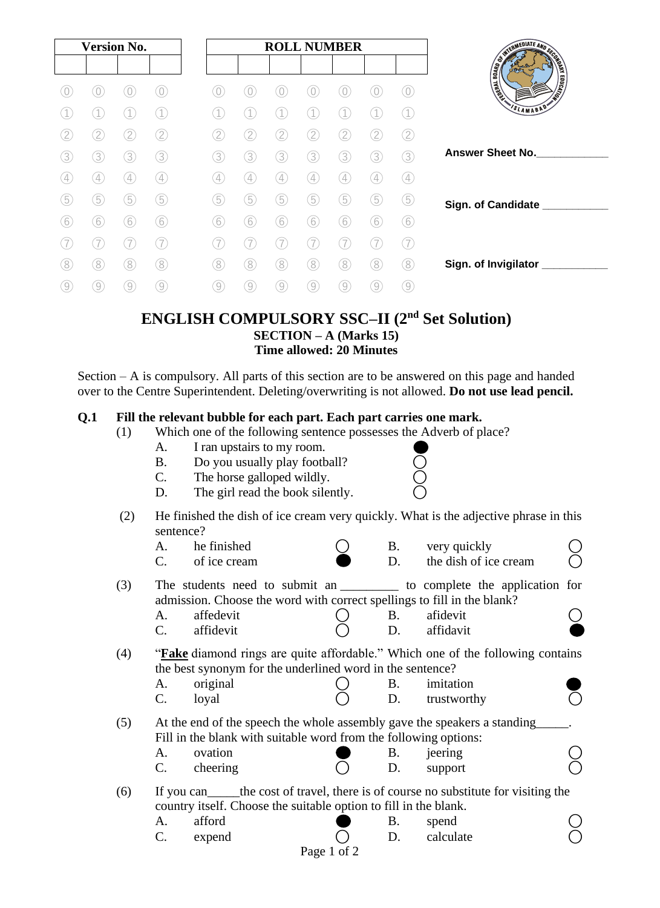| Version No. | | | |
|---|---|---|---|
| | | | |

| ROLL NUMBER | | | | | | |
|---|---|---|---|---|---|---|
| | | | | | | |

Answer Sheet No.____________

Sign. of Candidate ___________

Sign. of Invigilator ___________

# ENGLISH COMPULSORY SSC–II (2nd Set Solution)

## SECTION – A (Marks 15)

**Time allowed: 20 Minutes**

Section – A is compulsory. All parts of this section are to be answered on this page and handed over to the Centre Superintendent. Deleting/overwriting is not allowed. **Do not use lead pencil.**

**Q.1 Fill the relevant bubble for each part. Each part carries one mark.**

(1) Which one of the following sentence possesses the Adverb of place?

- A. I ran upstairs to my room. ●
- B. Do you usually play football? ○
- C. The horse galloped wildly. ○
- D. The girl read the book silently. ○

(2) He finished the dish of ice cream very quickly. What is the adjective phrase in this sentence?

- A. he finished ○
- B. very quickly ○
- C. of ice cream ●
- D. the dish of ice cream ○

(3) The students need to submit an _________ to complete the application for admission. Choose the word with correct spellings to fill in the blank?

- A. affedevit ○
- B. afidevit ○
- C. affidevit ○
- D. affidavit ●

(4) "**Fake** diamond rings are quite affordable." Which one of the following contains the best synonym for the underlined word in the sentence?

- A. original ○
- B. imitation ●
- C. loyal ○
- D. trustworthy ○

(5) At the end of the speech the whole assembly gave the speakers a standing_____. Fill in the blank with suitable word from the following options:

- A. ovation ●
- B. jeering ○
- C. cheering ○
- D. support ○

(6) If you can_____the cost of travel, there is of course no substitute for visiting the country itself. Choose the suitable option to fill in the blank.

- A. afford ●
- B. spend ○
- C. expend ○
- D. calculate ○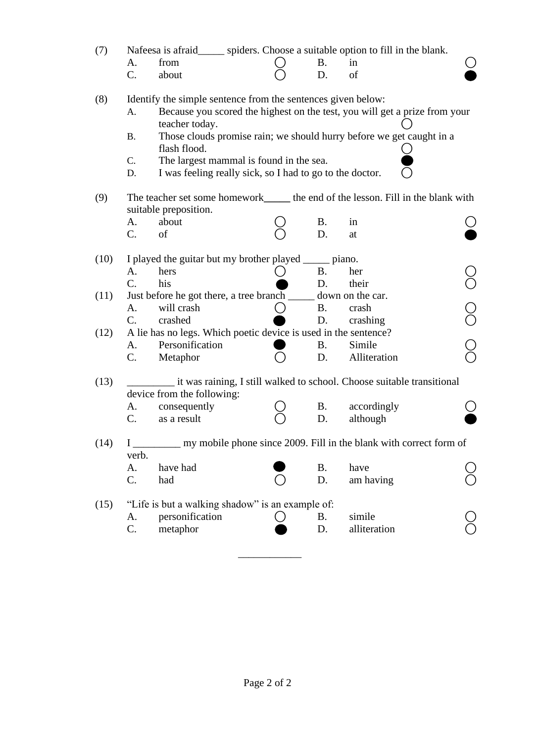(7) Nafeesa is afraid_____ spiders. Choose a suitable option to fill in the blank.

| | | | | | |
|---|---|---|---|---|---|
| A. | from | ○ | B. | in | ○ |
| C. | about | ○ | D. | of | ● |

(8) Identify the simple sentence from the sentences given below:

A. Because you scored the highest on the test, you will get a prize from your teacher today. ○

B. Those clouds promise rain; we should hurry before we get caught in a flash flood. ○

C. The largest mammal is found in the sea. ●

D. I was feeling really sick, so I had to go to the doctor. ○

(9) The teacher set some homework_____ the end of the lesson. Fill in the blank with suitable preposition.

| | | | | | |
|---|---|---|---|---|---|
| A. | about | ○ | B. | in | ○ |
| C. | of | ○ | D. | at | ● |

(10) I played the guitar but my brother played _____ piano.

| | | | | | |
|---|---|---|---|---|---|
| A. | hers | ○ | B. | her | ○ |
| C. | his | ● | D. | their | ○ |

(11) Just before he got there, a tree branch _____ down on the car.

| | | | | | |
|---|---|---|---|---|---|
| A. | will crash | ○ | B. | crash | ○ |
| C. | crashed | ● | D. | crashing | ○ |

(12) A lie has no legs. Which poetic device is used in the sentence?

| | | | | | |
|---|---|---|---|---|---|
| A. | Personification | ● | B. | Simile | ○ |
| C. | Metaphor | ○ | D. | Alliteration | ○ |

(13) _________ it was raining, I still walked to school. Choose suitable transitional device from the following:

| | | | | | |
|---|---|---|---|---|---|
| A. | consequently | ○ | B. | accordingly | ○ |
| C. | as a result | ○ | D. | although | ● |

(14) I _________ my mobile phone since 2009. Fill in the blank with correct form of verb.

| | | | | | |
|---|---|---|---|---|---|
| A. | have had | ● | B. | have | ○ |
| C. | had | ○ | D. | am having | ○ |

(15) "Life is but a walking shadow" is an example of:

| | | | | | |
|---|---|---|---|---|---|
| A. | personification | ○ | B. | simile | ○ |
| C. | metaphor | ● | D. | alliteration | ○ |

____________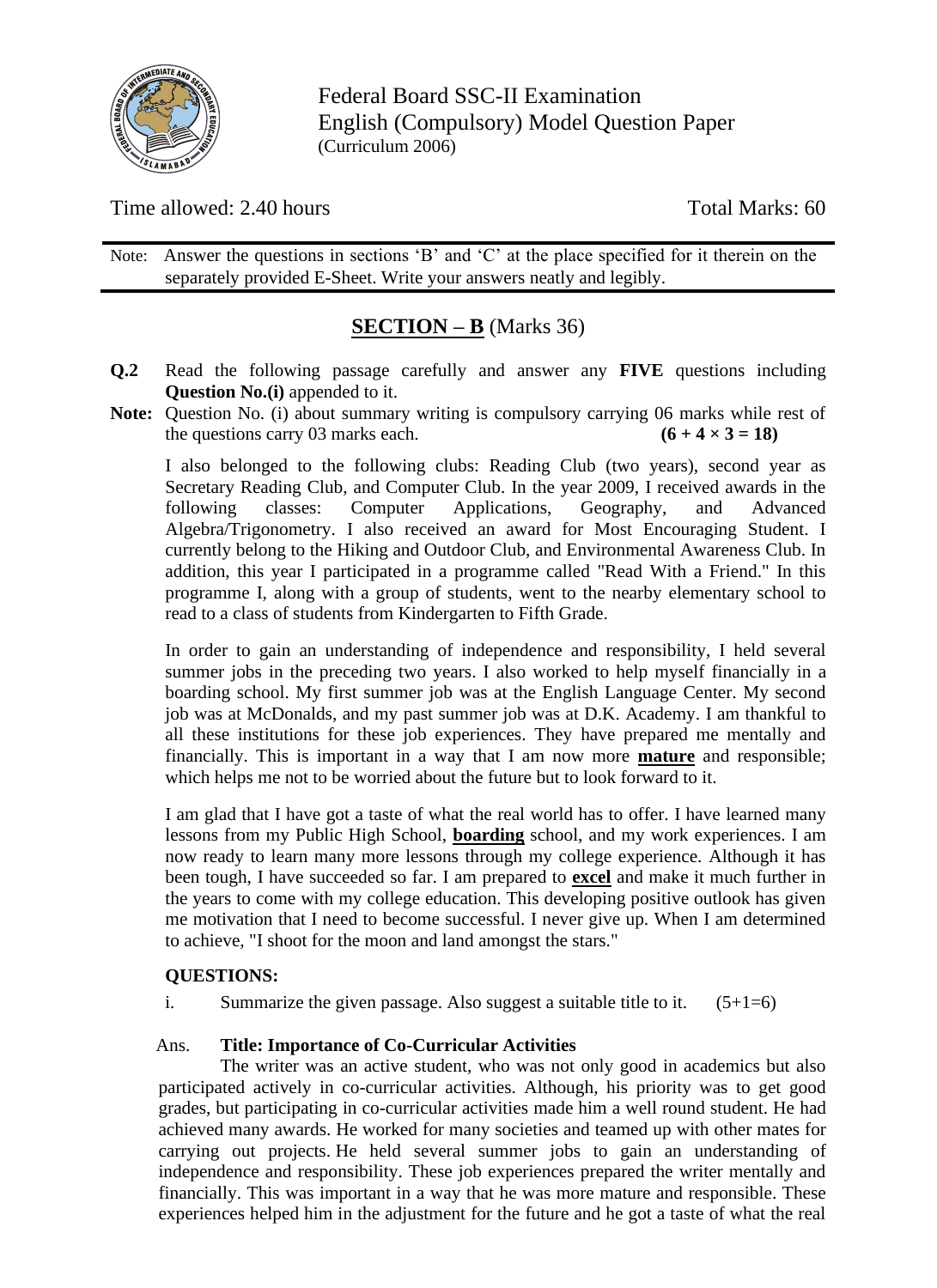Federal Board SSC-II Examination
English (Compulsory) Model Question Paper
(Curriculum 2006)

Time allowed: 2.40 hours

Total Marks: 60

Note: Answer the questions in sections 'B' and 'C' at the place specified for it therein on the separately provided E-Sheet. Write your answers neatly and legibly.

## **SECTION – B** (Marks 36)

**Q.2** Read the following passage carefully and answer any **FIVE** questions including **Question No.(i)** appended to it.

**Note:** Question No. (i) about summary writing is compulsory carrying 06 marks while rest of the questions carry 03 marks each. **(6 + 4 × 3 = 18)**

I also belonged to the following clubs: Reading Club (two years), second year as Secretary Reading Club, and Computer Club. In the year 2009, I received awards in the following classes: Computer Applications, Geography, and Advanced Algebra/Trigonometry. I also received an award for Most Encouraging Student. I currently belong to the Hiking and Outdoor Club, and Environmental Awareness Club. In addition, this year I participated in a programme called "Read With a Friend." In this programme I, along with a group of students, went to the nearby elementary school to read to a class of students from Kindergarten to Fifth Grade.

In order to gain an understanding of independence and responsibility, I held several summer jobs in the preceding two years. I also worked to help myself financially in a boarding school. My first summer job was at the English Language Center. My second job was at McDonalds, and my past summer job was at D.K. Academy. I am thankful to all these institutions for these job experiences. They have prepared me mentally and financially. This is important in a way that I am now more **mature** and responsible; which helps me not to be worried about the future but to look forward to it.

I am glad that I have got a taste of what the real world has to offer. I have learned many lessons from my Public High School, **boarding** school, and my work experiences. I am now ready to learn many more lessons through my college experience. Although it has been tough, I have succeeded so far. I am prepared to **excel** and make it much further in the years to come with my college education. This developing positive outlook has given me motivation that I need to become successful. I never give up. When I am determined to achieve, "I shoot for the moon and land amongst the stars."

**QUESTIONS:**

i. Summarize the given passage. Also suggest a suitable title to it. (5+1=6)

Ans. **Title: Importance of Co-Curricular Activities**

The writer was an active student, who was not only good in academics but also participated actively in co-curricular activities. Although, his priority was to get good grades, but participating in co-curricular activities made him a well round student. He had achieved many awards. He worked for many societies and teamed up with other mates for carrying out projects. He held several summer jobs to gain an understanding of independence and responsibility. These job experiences prepared the writer mentally and financially. This was important in a way that he was more mature and responsible. These experiences helped him in the adjustment for the future and he got a taste of what the real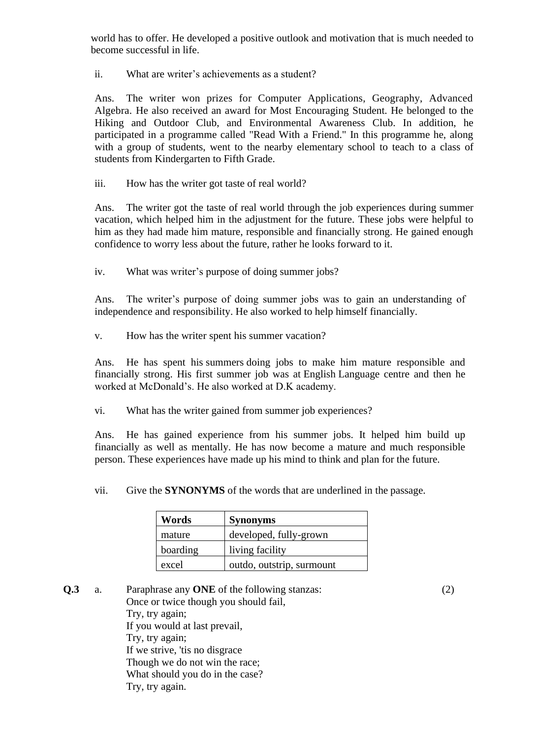world has to offer. He developed a positive outlook and motivation that is much needed to become successful in life.

ii. What are writer's achievements as a student?

Ans. The writer won prizes for Computer Applications, Geography, Advanced Algebra. He also received an award for Most Encouraging Student. He belonged to the Hiking and Outdoor Club, and Environmental Awareness Club. In addition, he participated in a programme called "Read With a Friend." In this programme he, along with a group of students, went to the nearby elementary school to teach to a class of students from Kindergarten to Fifth Grade.

iii. How has the writer got taste of real world?

Ans. The writer got the taste of real world through the job experiences during summer vacation, which helped him in the adjustment for the future. These jobs were helpful to him as they had made him mature, responsible and financially strong. He gained enough confidence to worry less about the future, rather he looks forward to it.

iv. What was writer's purpose of doing summer jobs?

Ans. The writer's purpose of doing summer jobs was to gain an understanding of independence and responsibility. He also worked to help himself financially.

v. How has the writer spent his summer vacation?

Ans. He has spent his summers doing jobs to make him mature responsible and financially strong. His first summer job was at English Language centre and then he worked at McDonald's. He also worked at D.K academy.

vi. What has the writer gained from summer job experiences?

Ans. He has gained experience from his summer jobs. It helped him build up financially as well as mentally. He has now become a mature and much responsible person. These experiences have made up his mind to think and plan for the future.

vii. Give the **SYNONYMS** of the words that are underlined in the passage.

| **Words** | **Synonyms** |
|---|---|
| mature | developed, fully-grown |
| boarding | living facility |
| excel | outdo, outstrip, surmount |

**Q.3** a. Paraphrase any **ONE** of the following stanzas: (2)

Once or twice though you should fail,
Try, try again;
If you would at last prevail,
Try, try again;
If we strive, 'tis no disgrace
Though we do not win the race;
What should you do in the case?
Try, try again.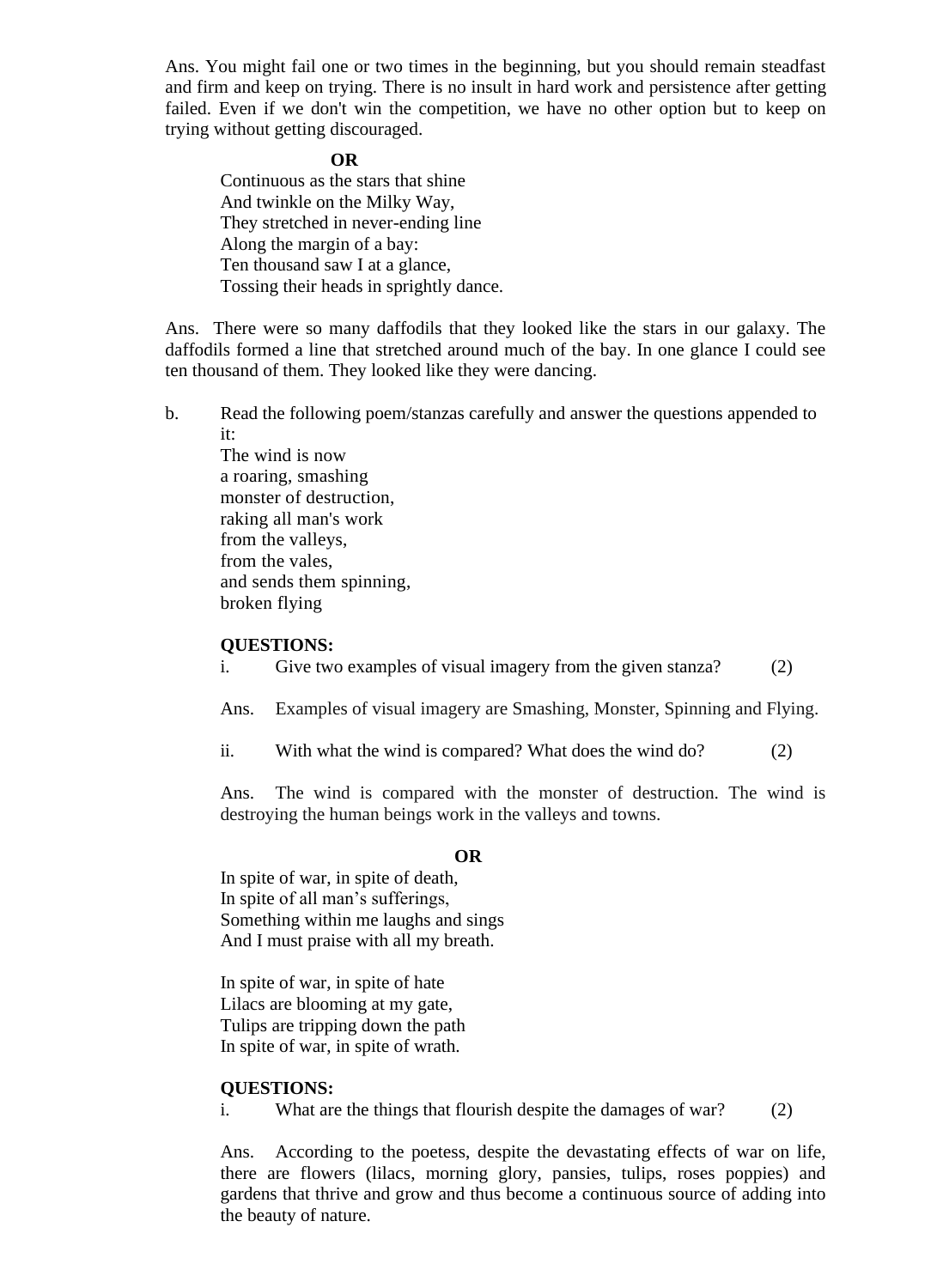Ans. You might fail one or two times in the beginning, but you should remain steadfast and firm and keep on trying. There is no insult in hard work and persistence after getting failed. Even if we don't win the competition, we have no other option but to keep on trying without getting discouraged.

**OR**

Continuous as the stars that shine
And twinkle on the Milky Way,
They stretched in never-ending line
Along the margin of a bay:
Ten thousand saw I at a glance,
Tossing their heads in sprightly dance.

Ans. There were so many daffodils that they looked like the stars in our galaxy. The daffodils formed a line that stretched around much of the bay. In one glance I could see ten thousand of them. They looked like they were dancing.

b. Read the following poem/stanzas carefully and answer the questions appended to it:

The wind is now
a roaring, smashing
monster of destruction,
raking all man's work
from the valleys,
from the vales,
and sends them spinning,
broken flying

**QUESTIONS:**

i. Give two examples of visual imagery from the given stanza? (2)

Ans. Examples of visual imagery are Smashing, Monster, Spinning and Flying.

ii. With what the wind is compared? What does the wind do? (2)

Ans. The wind is compared with the monster of destruction. The wind is destroying the human beings work in the valleys and towns.

**OR**

In spite of war, in spite of death,
In spite of all man's sufferings,
Something within me laughs and sings
And I must praise with all my breath.

In spite of war, in spite of hate
Lilacs are blooming at my gate,
Tulips are tripping down the path
In spite of war, in spite of wrath.

**QUESTIONS:**

i. What are the things that flourish despite the damages of war? (2)

Ans. According to the poetess, despite the devastating effects of war on life, there are flowers (lilacs, morning glory, pansies, tulips, roses poppies) and gardens that thrive and grow and thus become a continuous source of adding into the beauty of nature.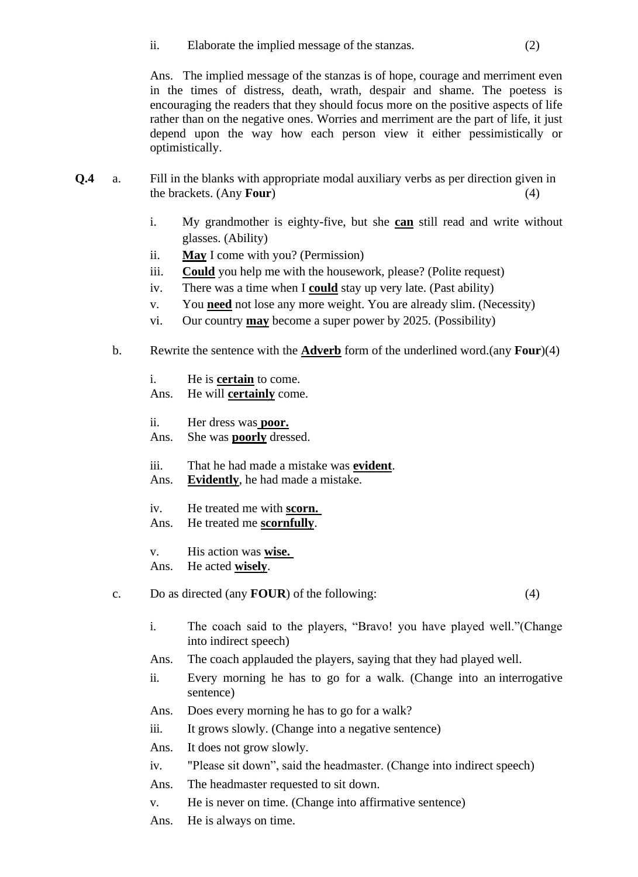ii. Elaborate the implied message of the stanzas. (2)

Ans. The implied message of the stanzas is of hope, courage and merriment even in the times of distress, death, wrath, despair and shame. The poetess is encouraging the readers that they should focus more on the positive aspects of life rather than on the negative ones. Worries and merriment are the part of life, it just depend upon the way how each person view it either pessimistically or optimistically.

**Q.4** a. Fill in the blanks with appropriate modal auxiliary verbs as per direction given in the brackets. (Any **Four**) (4)

i. My grandmother is eighty-five, but she **can** still read and write without glasses. (Ability)

ii. **May** I come with you? (Permission)

iii. **Could** you help me with the housework, please? (Polite request)

iv. There was a time when I **could** stay up very late. (Past ability)

v. You **need** not lose any more weight. You are already slim. (Necessity)

vi. Our country **may** become a super power by 2025. (Possibility)

b. Rewrite the sentence with the **Adverb** form of the underlined word.(any **Four**)(4)

i. He is **certain** to come.

Ans. He will **certainly** come.

ii. Her dress was **poor.**

Ans. She was **poorly** dressed.

iii. That he had made a mistake was **evident**.

Ans. **Evidently**, he had made a mistake.

iv. He treated me with **scorn.**

Ans. He treated me **scornfully**.

v. His action was **wise.**

Ans. He acted **wisely**.

c. Do as directed (any **FOUR**) of the following: (4)

i. The coach said to the players, "Bravo! you have played well."(Change into indirect speech)

Ans. The coach applauded the players, saying that they had played well.

ii. Every morning he has to go for a walk. (Change into an interrogative sentence)

Ans. Does every morning he has to go for a walk?

iii. It grows slowly. (Change into a negative sentence)

Ans. It does not grow slowly.

iv. "Please sit down", said the headmaster. (Change into indirect speech)

Ans. The headmaster requested to sit down.

v. He is never on time. (Change into affirmative sentence)

Ans. He is always on time.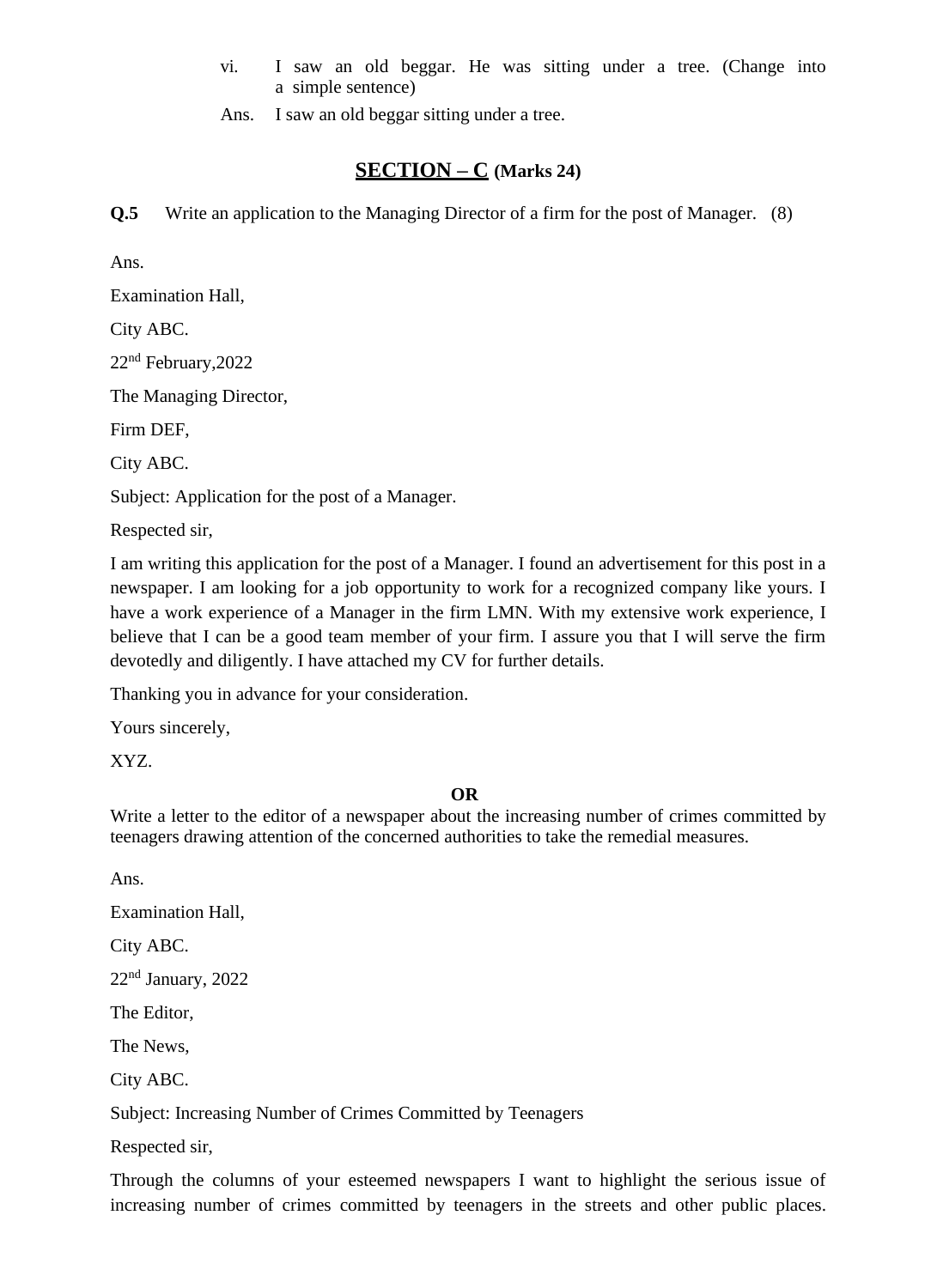vi. I saw an old beggar. He was sitting under a tree. (Change into a simple sentence)

Ans. I saw an old beggar sitting under a tree.

## SECTION – C (Marks 24)

**Q.5** Write an application to the Managing Director of a firm for the post of Manager. (8)

Ans.

Examination Hall,

City ABC.

22nd February,2022

The Managing Director,

Firm DEF,

City ABC.

Subject: Application for the post of a Manager.

Respected sir,

I am writing this application for the post of a Manager. I found an advertisement for this post in a newspaper. I am looking for a job opportunity to work for a recognized company like yours. I have a work experience of a Manager in the firm LMN. With my extensive work experience, I believe that I can be a good team member of your firm. I assure you that I will serve the firm devotedly and diligently. I have attached my CV for further details.

Thanking you in advance for your consideration.

Yours sincerely,

XYZ.

**OR**

Write a letter to the editor of a newspaper about the increasing number of crimes committed by teenagers drawing attention of the concerned authorities to take the remedial measures.

Ans.

Examination Hall,

City ABC.

22nd January, 2022

The Editor,

The News,

City ABC.

Subject: Increasing Number of Crimes Committed by Teenagers

Respected sir,

Through the columns of your esteemed newspapers I want to highlight the serious issue of increasing number of crimes committed by teenagers in the streets and other public places.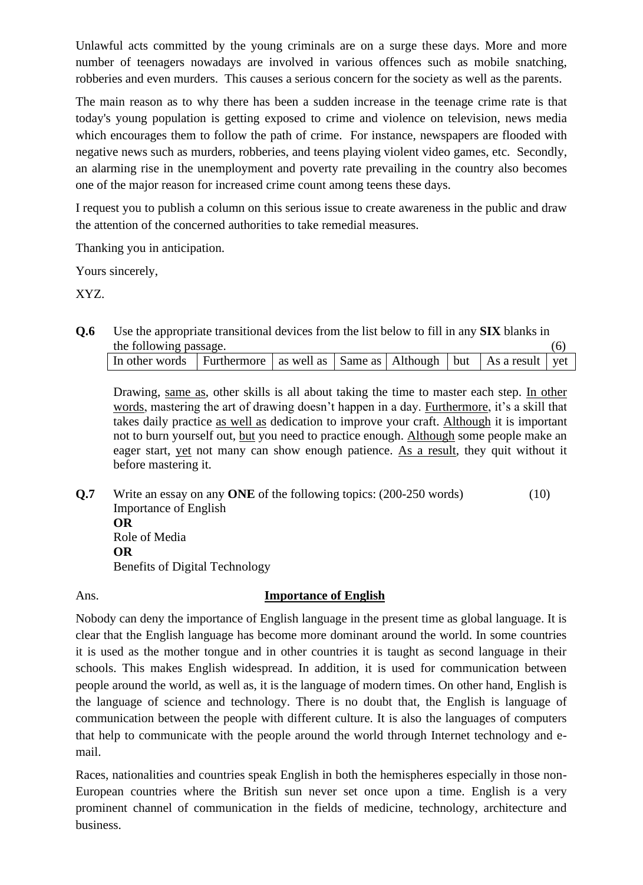Unlawful acts committed by the young criminals are on a surge these days. More and more number of teenagers nowadays are involved in various offences such as mobile snatching, robberies and even murders. This causes a serious concern for the society as well as the parents.

The main reason as to why there has been a sudden increase in the teenage crime rate is that today's young population is getting exposed to crime and violence on television, news media which encourages them to follow the path of crime. For instance, newspapers are flooded with negative news such as murders, robberies, and teens playing violent video games, etc. Secondly, an alarming rise in the unemployment and poverty rate prevailing in the country also becomes one of the major reason for increased crime count among teens these days.

I request you to publish a column on this serious issue to create awareness in the public and draw the attention of the concerned authorities to take remedial measures.

Thanking you in anticipation.

Yours sincerely,

XYZ.

**Q.6** Use the appropriate transitional devices from the list below to fill in any **SIX** blanks in the following passage. (6)

| In other words | Furthermore | as well as | Same as | Although | but | As a result | yet |
|---|---|---|---|---|---|---|---|

Drawing, <u>same as</u>, other skills is all about taking the time to master each step. <u>In other words</u>, mastering the art of drawing doesn't happen in a day. <u>Furthermore</u>, it's a skill that takes daily practice <u>as well as</u> dedication to improve your craft. <u>Although</u> it is important not to burn yourself out, <u>but</u> you need to practice enough. <u>Although</u> some people make an eager start, <u>yet</u> not many can show enough patience. <u>As a result</u>, they quit without it before mastering it.

**Q.7** Write an essay on any **ONE** of the following topics: (200-250 words) (10)

Importance of English

**OR**

Role of Media

**OR**

Benefits of Digital Technology

Ans.

## <u>Importance of English</u>

Nobody can deny the importance of English language in the present time as global language. It is clear that the English language has become more dominant around the world. In some countries it is used as the mother tongue and in other countries it is taught as second language in their schools. This makes English widespread. In addition, it is used for communication between people around the world, as well as, it is the language of modern times. On other hand, English is the language of science and technology. There is no doubt that, the English is language of communication between the people with different culture. It is also the languages of computers that help to communicate with the people around the world through Internet technology and e-mail.

Races, nationalities and countries speak English in both the hemispheres especially in those non-European countries where the British sun never set once upon a time. English is a very prominent channel of communication in the fields of medicine, technology, architecture and business.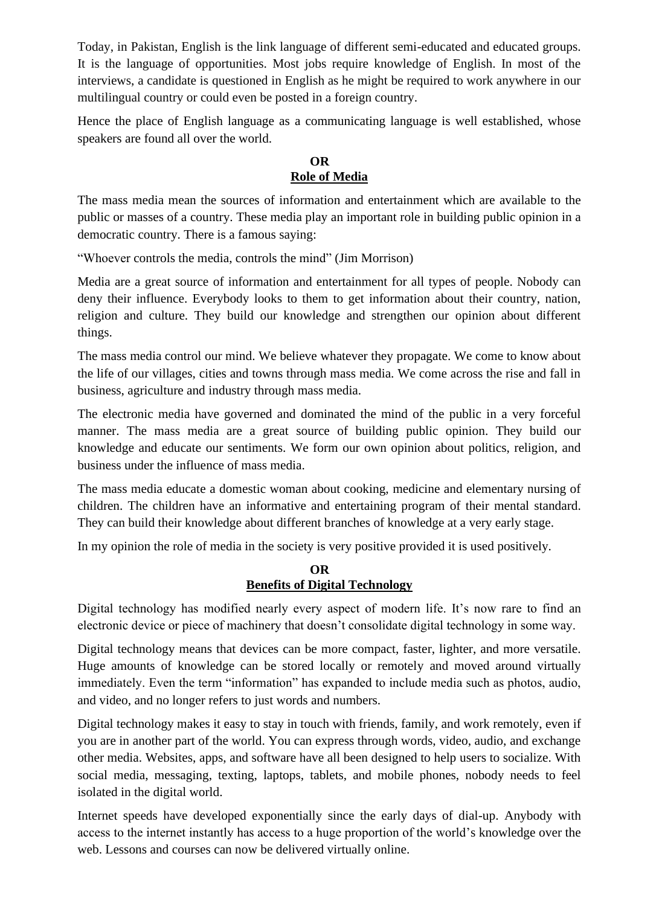Today, in Pakistan, English is the link language of different semi-educated and educated groups. It is the language of opportunities. Most jobs require knowledge of English. In most of the interviews, a candidate is questioned in English as he might be required to work anywhere in our multilingual country or could even be posted in a foreign country.

Hence the place of English language as a communicating language is well established, whose speakers are found all over the world.

**OR**

**Role of Media**

The mass media mean the sources of information and entertainment which are available to the public or masses of a country. These media play an important role in building public opinion in a democratic country. There is a famous saying:

“Whoever controls the media, controls the mind” (Jim Morrison)

Media are a great source of information and entertainment for all types of people. Nobody can deny their influence. Everybody looks to them to get information about their country, nation, religion and culture. They build our knowledge and strengthen our opinion about different things.

The mass media control our mind. We believe whatever they propagate. We come to know about the life of our villages, cities and towns through mass media. We come across the rise and fall in business, agriculture and industry through mass media.

The electronic media have governed and dominated the mind of the public in a very forceful manner. The mass media are a great source of building public opinion. They build our knowledge and educate our sentiments. We form our own opinion about politics, religion, and business under the influence of mass media.

The mass media educate a domestic woman about cooking, medicine and elementary nursing of children. The children have an informative and entertaining program of their mental standard. They can build their knowledge about different branches of knowledge at a very early stage.

In my opinion the role of media in the society is very positive provided it is used positively.

**OR**

**Benefits of Digital Technology**

Digital technology has modified nearly every aspect of modern life. It’s now rare to find an electronic device or piece of machinery that doesn’t consolidate digital technology in some way.

Digital technology means that devices can be more compact, faster, lighter, and more versatile. Huge amounts of knowledge can be stored locally or remotely and moved around virtually immediately. Even the term “information” has expanded to include media such as photos, audio, and video, and no longer refers to just words and numbers.

Digital technology makes it easy to stay in touch with friends, family, and work remotely, even if you are in another part of the world. You can express through words, video, audio, and exchange other media. Websites, apps, and software have all been designed to help users to socialize. With social media, messaging, texting, laptops, tablets, and mobile phones, nobody needs to feel isolated in the digital world.

Internet speeds have developed exponentially since the early days of dial-up. Anybody with access to the internet instantly has access to a huge proportion of the world’s knowledge over the web. Lessons and courses can now be delivered virtually online.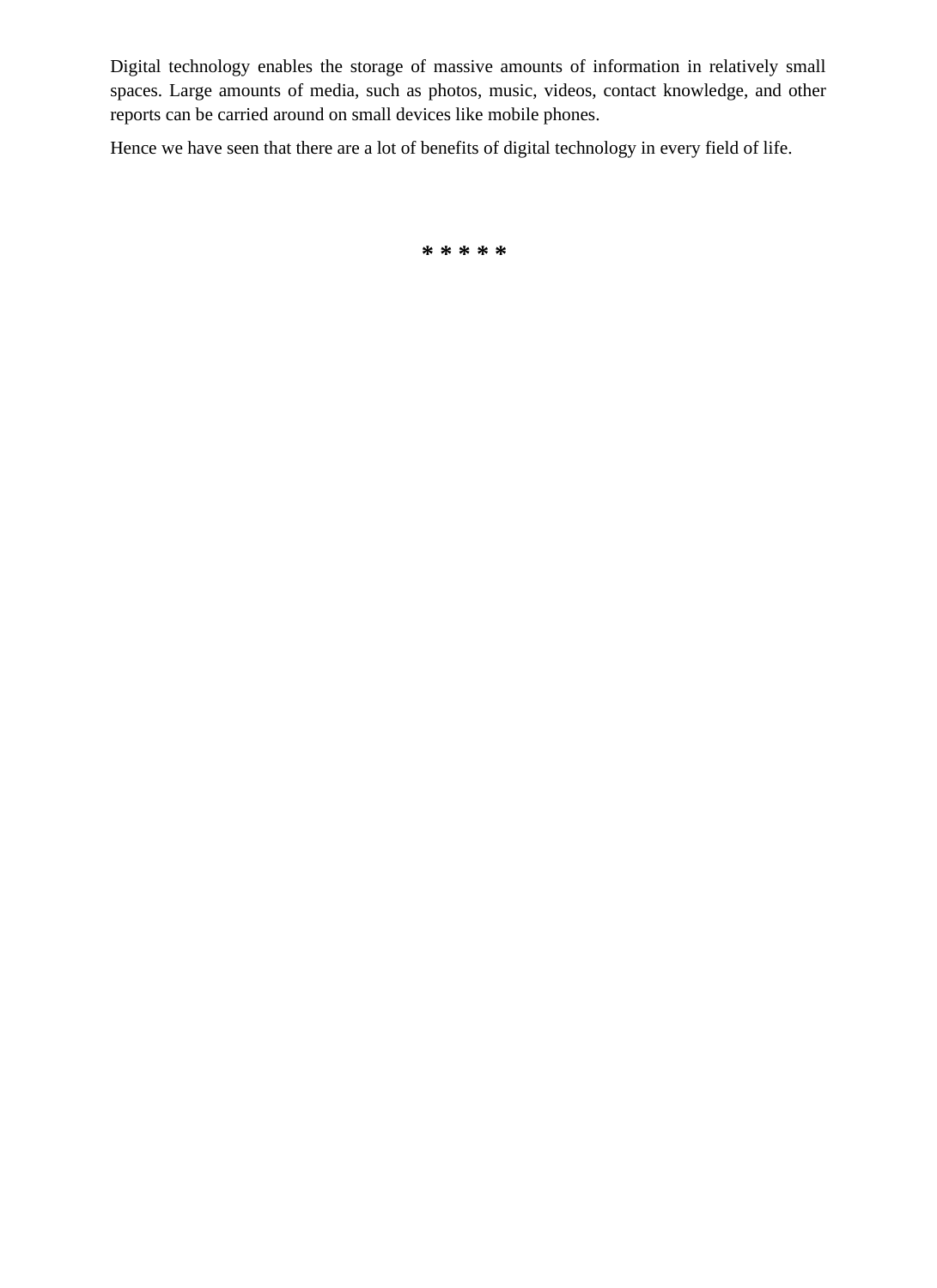Digital technology enables the storage of massive amounts of information in relatively small spaces. Large amounts of media, such as photos, music, videos, contact knowledge, and other reports can be carried around on small devices like mobile phones.

Hence we have seen that there are a lot of benefits of digital technology in every field of life.

**\* \* \* \* \***